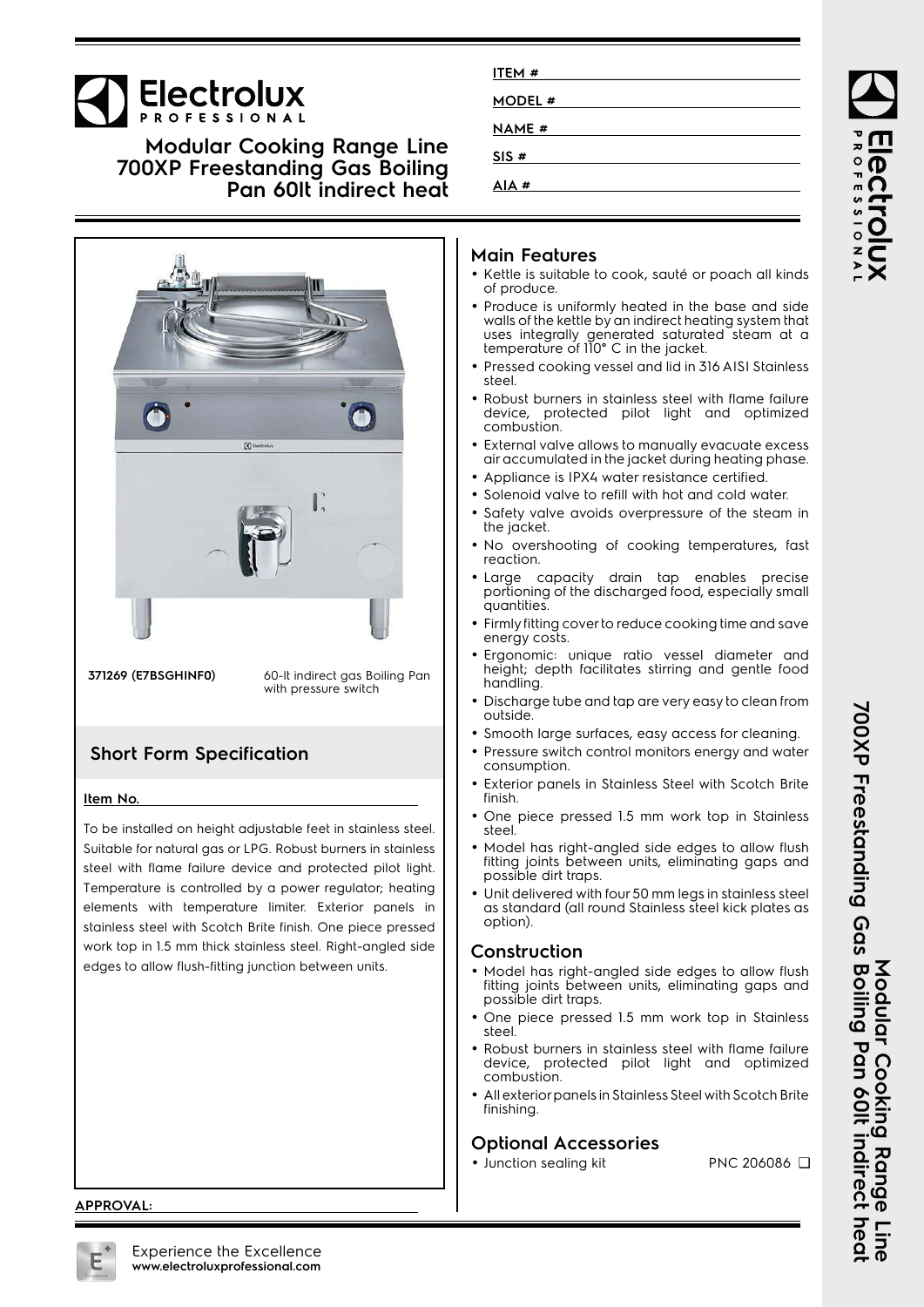# Electrolux PROFESSIONAL

## Modular Cooking Range Line 700XP Freestanding Gas Boiling Pan 60lt indirect heat

ITEM #

MODEL #

NAME #

SIS #

AIA #

**371269 (E7BSGHINF0)** 60-lt indirect gas Boiling Pan with pressure switch

## Short Form Specification

**Item No.**

To be installed on height adjustable feet in stainless steel. Suitable for natural gas or LPG. Robust burners in stainless steel with flame failure device and protected pilot light. Temperature is controlled by a power regulator; heating elements with temperature limiter. Exterior panels in stainless steel with Scotch Brite finish. One piece pressed work top in 1.5 mm thick stainless steel. Right-angled side edges to allow flush-fitting junction between units.

## Main Features

- Kettle is suitable to cook, sauté or poach all kinds of produce.
- Produce is uniformly heated in the base and side walls of the kettle by an indirect heating system that uses integrally generated saturated steam at a temperature of 110° C in the jacket.
- Pressed cooking vessel and lid in 316 AISI Stainless steel.
- Robust burners in stainless steel with flame failure device, protected pilot light and optimized combustion.
- External valve allows to manually evacuate excess air accumulated in the jacket during heating phase.
- Appliance is IPX4 water resistance certified.
- Solenoid valve to refill with hot and cold water.
- Safety valve avoids overpressure of the steam in the jacket.
- No overshooting of cooking temperatures, fast reaction.
- Large capacity drain tap enables precise portioning of the discharged food, especially small quantities.
- Firmly fitting cover to reduce cooking time and save energy costs.
- Ergonomic: unique ratio vessel diameter and height; depth facilitates stirring and gentle food handling.
- Discharge tube and tap are very easy to clean from outside.
- Smooth large surfaces, easy access for cleaning.
- Pressure switch control monitors energy and water consumption.
- Exterior panels in Stainless Steel with Scotch Brite finish.
- One piece pressed 1.5 mm work top in Stainless steel.
- Model has right-angled side edges to allow flush fitting joints between units, eliminating gaps and possible dirt traps.
- Unit delivered with four 50 mm legs in stainless steel as standard (all round Stainless steel kick plates as option).

## Construction

- Model has right-angled side edges to allow flush fitting joints between units, eliminating gaps and possible dirt traps.
- One piece pressed 1.5 mm work top in Stainless steel.
- Robust burners in stainless steel with flame failure device, protected pilot light and optimized combustion.
- All exterior panels in Stainless Steel with Scotch Brite finishing.

## Optional Accessories

- Junction sealing kit PNC 206086 ❑

APPROVAL:

Experience the Excellence
www.electroluxprofessional.com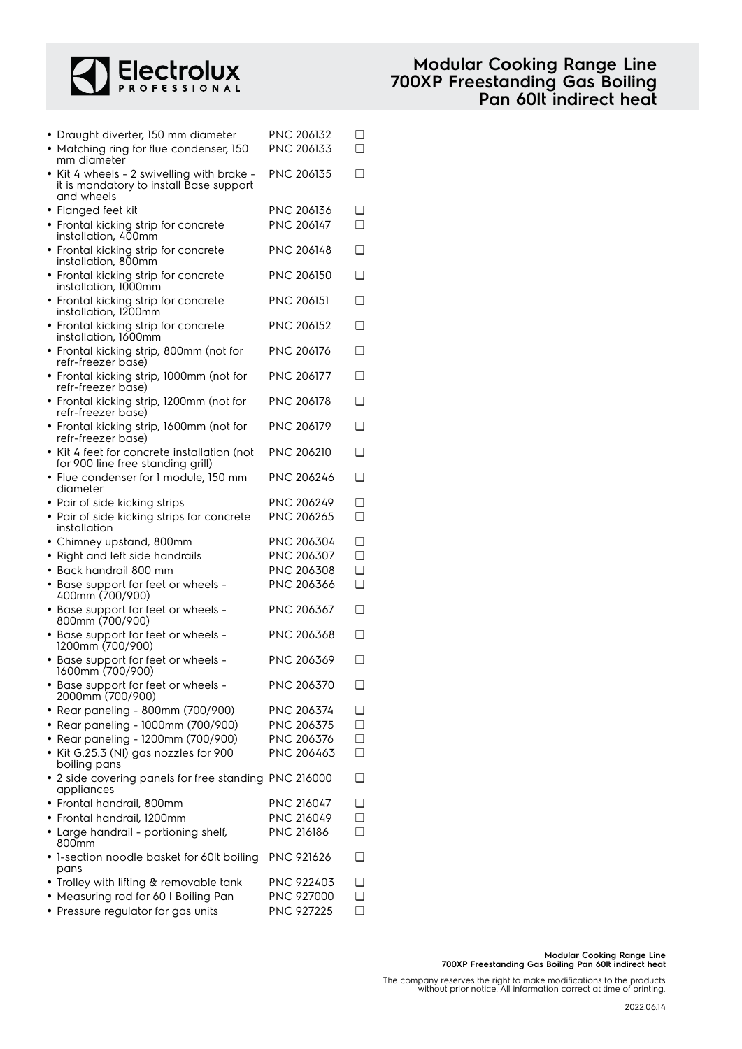- Draught diverter, 150 mm diameter PNC 206132 ❑
- Matching ring for flue condenser, 150 mm diameter PNC 206133 ❑
- Kit 4 wheels - 2 swivelling with brake - it is mandatory to install Base support and wheels PNC 206135 ❑
- Flanged feet kit PNC 206136 ❑
- Frontal kicking strip for concrete installation, 400mm PNC 206147 ❑
- Frontal kicking strip for concrete installation, 800mm PNC 206148 ❑
- Frontal kicking strip for concrete installation, 1000mm PNC 206150 ❑
- Frontal kicking strip for concrete installation, 1200mm PNC 206151 ❑
- Frontal kicking strip for concrete installation, 1600mm PNC 206152 ❑
- Frontal kicking strip, 800mm (not for refr-freezer base) PNC 206176 ❑
- Frontal kicking strip, 1000mm (not for refr-freezer base) PNC 206177 ❑
- Frontal kicking strip, 1200mm (not for refr-freezer base) PNC 206178 ❑
- Frontal kicking strip, 1600mm (not for refr-freezer base) PNC 206179 ❑
- Kit 4 feet for concrete installation (not for 900 line free standing grill) PNC 206210 ❑
- Flue condenser for 1 module, 150 mm diameter PNC 206246 ❑
- Pair of side kicking strips PNC 206249 ❑
- Pair of side kicking strips for concrete installation PNC 206265 ❑
- Chimney upstand, 800mm PNC 206304 ❑
- Right and left side handrails PNC 206307 ❑
- Back handrail 800 mm PNC 206308 ❑
- Base support for feet or wheels - 400mm (700/900) PNC 206366 ❑
- Base support for feet or wheels - 800mm (700/900) PNC 206367 ❑
- Base support for feet or wheels - 1200mm (700/900) PNC 206368 ❑
- Base support for feet or wheels - 1600mm (700/900) PNC 206369 ❑
- Base support for feet or wheels - 2000mm (700/900) PNC 206370 ❑
- Rear paneling - 800mm (700/900) PNC 206374 ❑
- Rear paneling - 1000mm (700/900) PNC 206375 ❑
- Rear paneling - 1200mm (700/900) PNC 206376 ❑
- Kit G.25.3 (Nl) gas nozzles for 900 boiling pans PNC 206463 ❑
- 2 side covering panels for free standing appliances PNC 216000 ❑
- Frontal handrail, 800mm PNC 216047 ❑
- Frontal handrail, 1200mm PNC 216049 ❑
- Large handrail - portioning shelf, 800mm PNC 216186 ❑
- 1-section noodle basket for 60lt boiling pans PNC 921626 ❑
- Trolley with lifting & removable tank PNC 922403 ❑
- Measuring rod for 60 l Boiling Pan PNC 927000 ❑
- Pressure regulator for gas units PNC 927225 ❑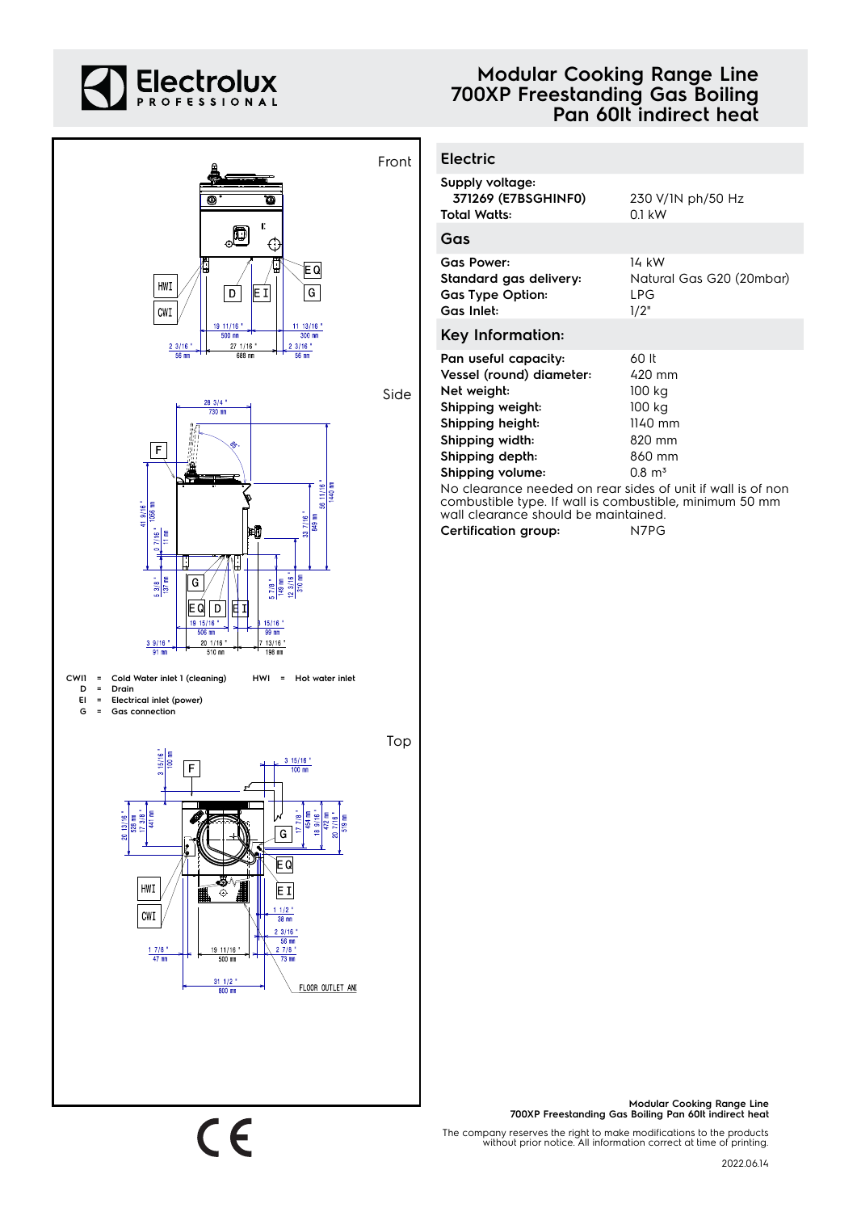# Modular Cooking Range Line 700XP Freestanding Gas Boiling Pan 60lt indirect heat

Front

HWI
CWI
D
EI
EQ
G
19 11/16 "
500 mm
11 13/16 "
300 mm
2 3/16 "
56 mm
27 1/16 "
688 mm
2 3/16 "
56 mm

Side

28 3/4 "
730 mm
F
85°
41 9/16 "
1056 mm
0 7/16 "
11 mm
33 7/16 "
849 mm
56 11/16 "
1440 mm
5 3/8 "
137 mm
G
EQ
D
EI
5 7/8 "
149 mm
12 3/16 "
310 mm
19 15/16 "
506 mm
3 15/16 "
99 mm
3 9/16 "
91 mm
20 1/16 "
510 mm
7 13/16 "
198 mm

CWI1 = Cold Water inlet 1 (cleaning)
D = Drain
EI = Electrical inlet (power)
G = Gas connection
HWI = Hot water inlet

Top

3 15/16 "
100 mm
F
3 15/16 "
100 mm
20 13/16 "
528 mm
17 3/8 "
441 mm
17 7/8 "
454 mm
18 9/16 "
472 mm
20 7/16 "
519 mm
G
EQ
HWI
EI
CWI
1 1/2 "
38 mm
2 3/16 "
56 mm
2 7/8 "
73 mm
1 7/8 "
47 mm
19 11/16 "
500 mm
31 1/2 "
800 mm
FLOOR OUTLET AN

## Electric

| | |
|---|---|
| **Supply voltage:** | |
| **371269 (E7BSGHINF0)** | 230 V/1N ph/50 Hz |
| **Total Watts:** | 0.1 kW |

## Gas

| | |
|---|---|
| **Gas Power:** | 14 kW |
| **Standard gas delivery:** | Natural Gas G20 (20mbar) |
| **Gas Type Option:** | LPG |
| **Gas Inlet:** | 1/2" |

## Key Information:

| | |
|---|---|
| **Pan useful capacity:** | 60 lt |
| **Vessel (round) diameter:** | 420 mm |
| **Net weight:** | 100 kg |
| **Shipping weight:** | 100 kg |
| **Shipping height:** | 1140 mm |
| **Shipping width:** | 820 mm |
| **Shipping depth:** | 860 mm |
| **Shipping volume:** | 0.8 m³ |

No clearance needed on rear sides of unit if wall is of non combustible type. If wall is combustible, minimum 50 mm wall clearance should be maintained.

| | |
|---|---|
| **Certification group:** | N7PG |

The company reserves the right to make modifications to the products without prior notice. All information correct at time of printing.

2022.06.14